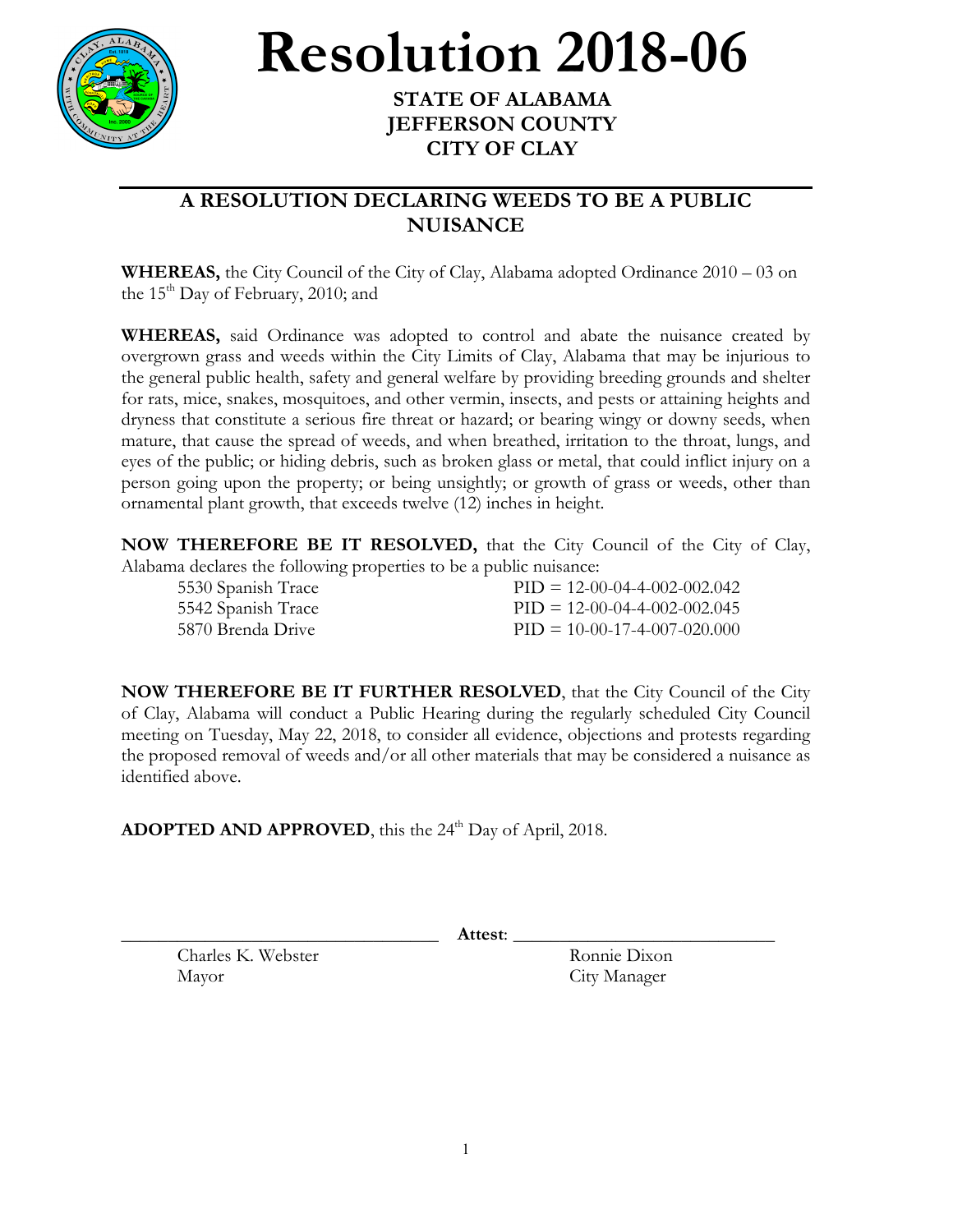# Resolution 2018-06

**STATE OF ALABAMA**
**JEFFERSON COUNTY**
**CITY OF CLAY**

## A RESOLUTION DECLARING WEEDS TO BE A PUBLIC NUISANCE

**WHEREAS,** the City Council of the City of Clay, Alabama adopted Ordinance 2010 – 03 on the 15th Day of February, 2010; and

**WHEREAS,** said Ordinance was adopted to control and abate the nuisance created by overgrown grass and weeds within the City Limits of Clay, Alabama that may be injurious to the general public health, safety and general welfare by providing breeding grounds and shelter for rats, mice, snakes, mosquitoes, and other vermin, insects, and pests or attaining heights and dryness that constitute a serious fire threat or hazard; or bearing wingy or downy seeds, when mature, that cause the spread of weeds, and when breathed, irritation to the throat, lungs, and eyes of the public; or hiding debris, such as broken glass or metal, that could inflict injury on a person going upon the property; or being unsightly; or growth of grass or weeds, other than ornamental plant growth, that exceeds twelve (12) inches in height.

**NOW THEREFORE BE IT RESOLVED,** that the City Council of the City of Clay, Alabama declares the following properties to be a public nuisance:

| | |
|---|---|
| 5530 Spanish Trace | PID = 12-00-04-4-002-002.042 |
| 5542 Spanish Trace | PID = 12-00-04-4-002-002.045 |
| 5870 Brenda Drive | PID = 10-00-17-4-007-020.000 |

**NOW THEREFORE BE IT FURTHER RESOLVED**, that the City Council of the City of Clay, Alabama will conduct a Public Hearing during the regularly scheduled City Council meeting on Tuesday, May 22, 2018, to consider all evidence, objections and protests regarding the proposed removal of weeds and/or all other materials that may be considered a nuisance as identified above.

**ADOPTED AND APPROVED**, this the 24th Day of April, 2018.

\_\_\_\_\_\_\_\_\_\_\_\_\_\_\_\_\_\_\_\_\_\_\_\_\_\_\_\_\_\_ **Attest**: \_\_\_\_\_\_\_\_\_\_\_\_\_\_\_\_\_\_\_\_\_\_\_\_\_\_\_\_\_\_

Charles K. Webster
Mayor

Ronnie Dixon
City Manager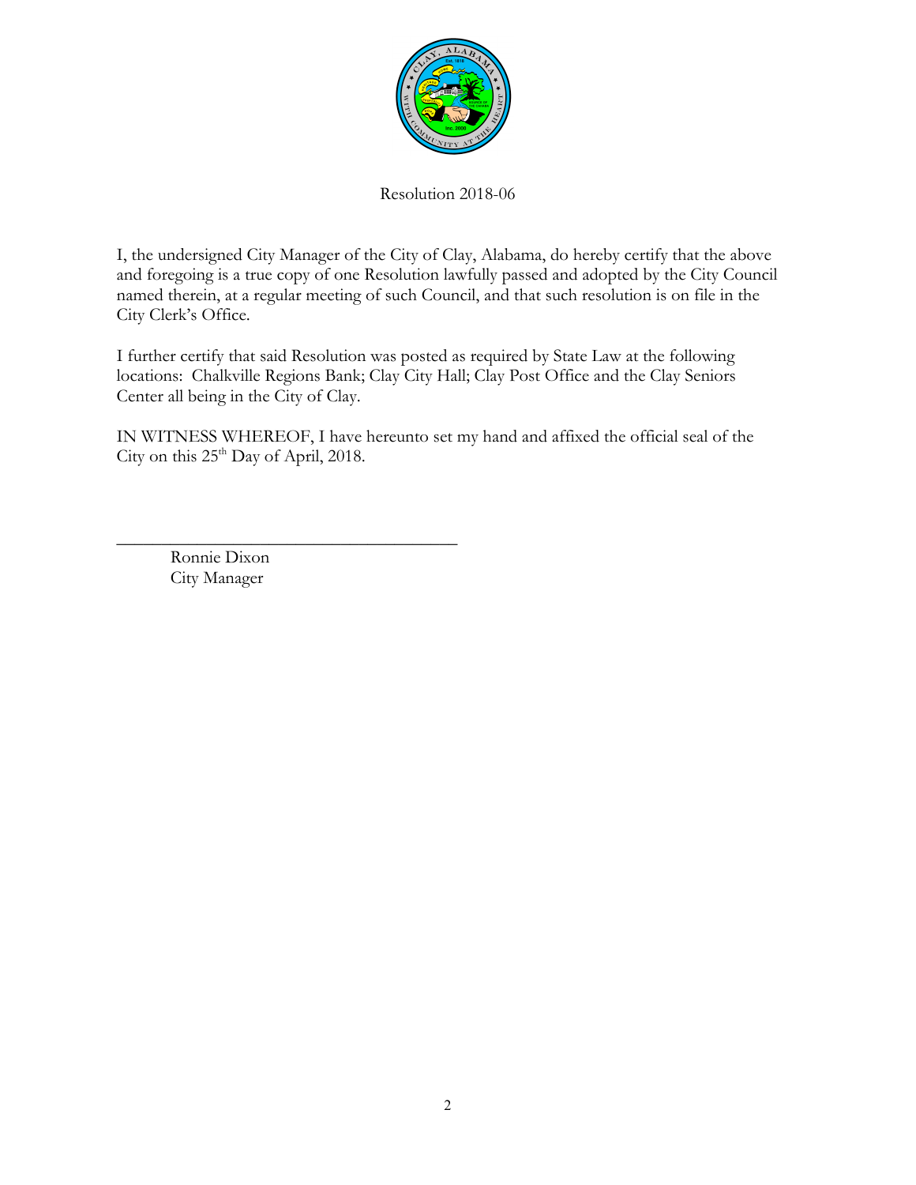Resolution 2018-06

I, the undersigned City Manager of the City of Clay, Alabama, do hereby certify that the above and foregoing is a true copy of one Resolution lawfully passed and adopted by the City Council named therein, at a regular meeting of such Council, and that such resolution is on file in the City Clerk's Office.

I further certify that said Resolution was posted as required by State Law at the following locations: Chalkville Regions Bank; Clay City Hall; Clay Post Office and the Clay Seniors Center all being in the City of Clay.

IN WITNESS WHEREOF, I have hereunto set my hand and affixed the official seal of the City on this 25th Day of April, 2018.

\_\_\_\_\_\_\_\_\_\_\_\_\_\_\_\_\_\_\_\_\_\_\_\_\_\_\_\_\_\_\_\_\_\_\_\_\_\_\_\_

Ronnie Dixon
City Manager